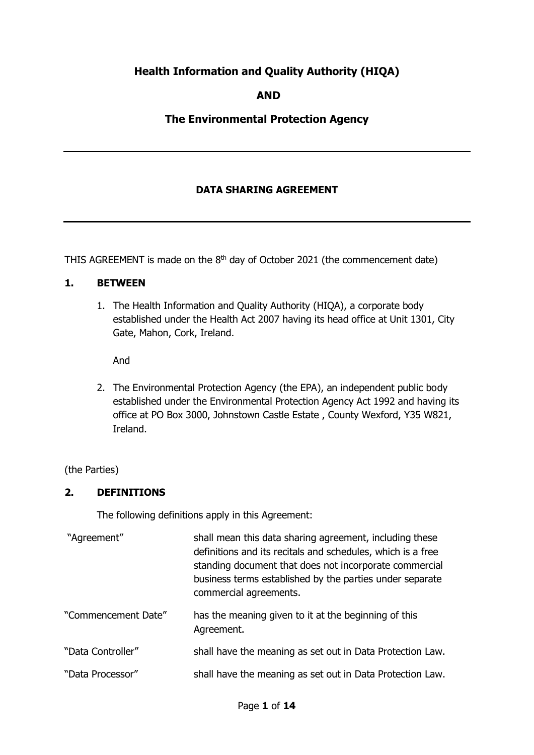**Health Information and Quality Authority (HIQA)**

**AND**

**The Environmental Protection Agency**

---

**DATA SHARING AGREEMENT**

---

THIS AGREEMENT is made on the 8th day of October 2021 (the commencement date)

## 1. BETWEEN

1. The Health Information and Quality Authority (HIQA), a corporate body established under the Health Act 2007 having its head office at Unit 1301, City Gate, Mahon, Cork, Ireland.

   And

2. The Environmental Protection Agency (the EPA), an independent public body established under the Environmental Protection Agency Act 1992 and having its office at PO Box 3000, Johnstown Castle Estate , County Wexford, Y35 W821, Ireland.

(the Parties)

## 2. DEFINITIONS

The following definitions apply in this Agreement:

| | |
|---|---|
| "Agreement" | shall mean this data sharing agreement, including these definitions and its recitals and schedules, which is a free standing document that does not incorporate commercial business terms established by the parties under separate commercial agreements. |
| "Commencement Date" | has the meaning given to it at the beginning of this Agreement. |
| "Data Controller" | shall have the meaning as set out in Data Protection Law. |
| "Data Processor" | shall have the meaning as set out in Data Protection Law. |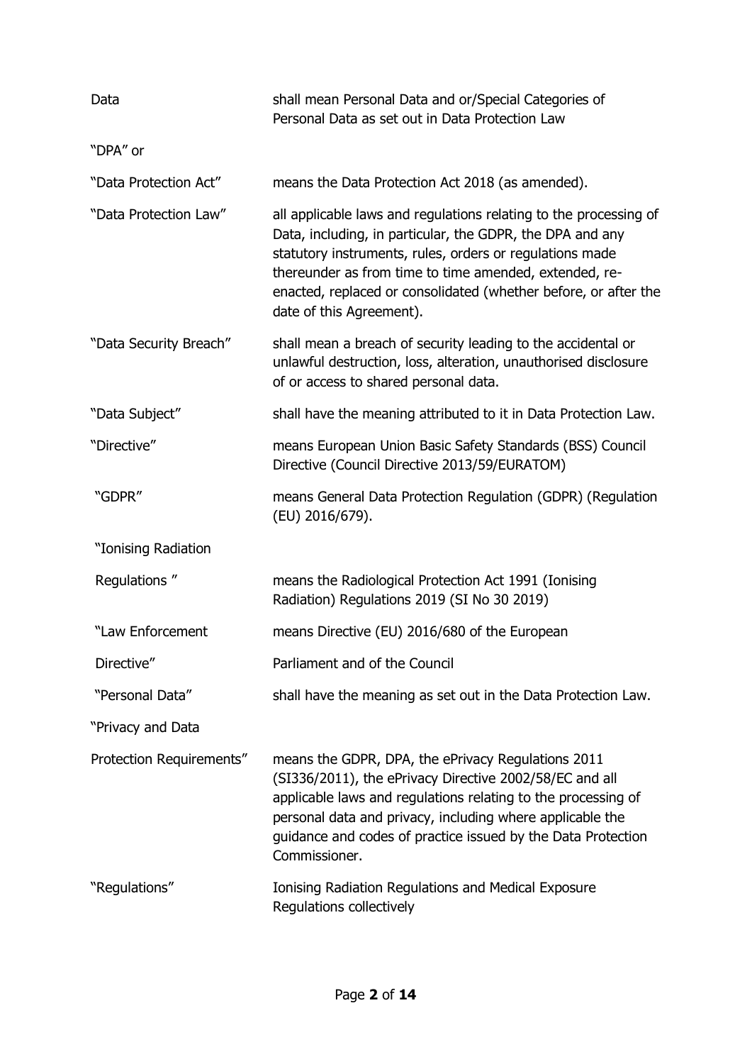| | |
|---|---|
| Data | shall mean Personal Data and or/Special Categories of Personal Data as set out in Data Protection Law |
| "DPA" or "Data Protection Act" | means the Data Protection Act 2018 (as amended). |
| "Data Protection Law" | all applicable laws and regulations relating to the processing of Data, including, in particular, the GDPR, the DPA and any statutory instruments, rules, orders or regulations made thereunder as from time to time amended, extended, re-enacted, replaced or consolidated (whether before, or after the date of this Agreement). |
| "Data Security Breach" | shall mean a breach of security leading to the accidental or unlawful destruction, loss, alteration, unauthorised disclosure of or access to shared personal data. |
| "Data Subject" | shall have the meaning attributed to it in Data Protection Law. |
| "Directive" | means European Union Basic Safety Standards (BSS) Council Directive (Council Directive 2013/59/EURATOM) |
| "GDPR" | means General Data Protection Regulation (GDPR) (Regulation (EU) 2016/679). |
| "Ionising Radiation Regulations " | means the Radiological Protection Act 1991 (Ionising Radiation) Regulations 2019 (SI No 30 2019) |
| "Law Enforcement Directive" | means Directive (EU) 2016/680 of the European Parliament and of the Council |
| "Personal Data" | shall have the meaning as set out in the Data Protection Law. |
| "Privacy and Data Protection Requirements" | means the GDPR, DPA, the ePrivacy Regulations 2011 (SI336/2011), the ePrivacy Directive 2002/58/EC and all applicable laws and regulations relating to the processing of personal data and privacy, including where applicable the guidance and codes of practice issued by the Data Protection Commissioner. |
| "Regulations" | Ionising Radiation Regulations and Medical Exposure Regulations collectively |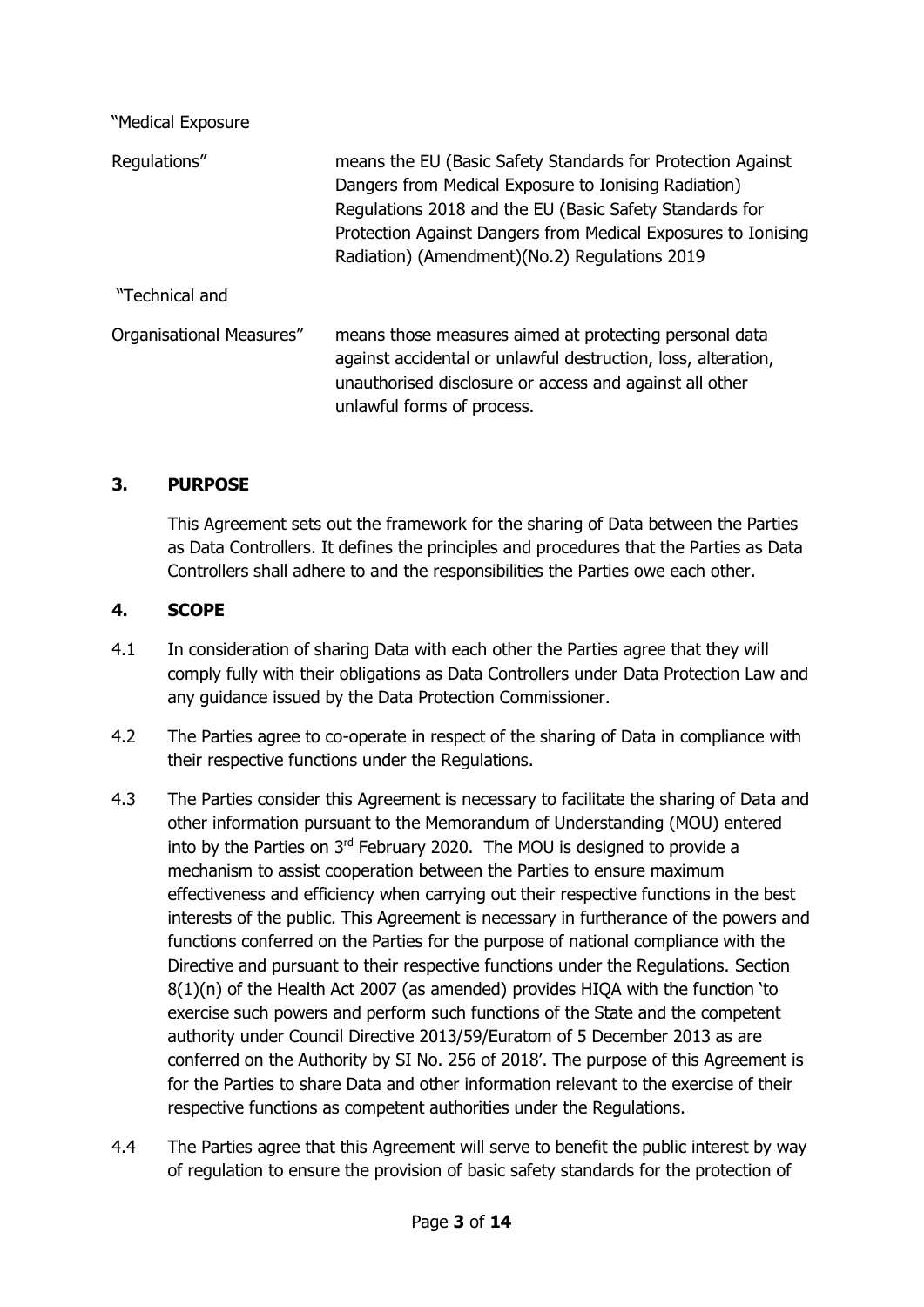"Medical Exposure Regulations" means the EU (Basic Safety Standards for Protection Against Dangers from Medical Exposure to Ionising Radiation) Regulations 2018 and the EU (Basic Safety Standards for Protection Against Dangers from Medical Exposures to Ionising Radiation) (Amendment)(No.2) Regulations 2019

"Technical and Organisational Measures" means those measures aimed at protecting personal data against accidental or unlawful destruction, loss, alteration, unauthorised disclosure or access and against all other unlawful forms of process.

## 3. PURPOSE

This Agreement sets out the framework for the sharing of Data between the Parties as Data Controllers. It defines the principles and procedures that the Parties as Data Controllers shall adhere to and the responsibilities the Parties owe each other.

## 4. SCOPE

4.1 In consideration of sharing Data with each other the Parties agree that they will comply fully with their obligations as Data Controllers under Data Protection Law and any guidance issued by the Data Protection Commissioner.

4.2 The Parties agree to co-operate in respect of the sharing of Data in compliance with their respective functions under the Regulations.

4.3 The Parties consider this Agreement is necessary to facilitate the sharing of Data and other information pursuant to the Memorandum of Understanding (MOU) entered into by the Parties on 3rd February 2020. The MOU is designed to provide a mechanism to assist cooperation between the Parties to ensure maximum effectiveness and efficiency when carrying out their respective functions in the best interests of the public. This Agreement is necessary in furtherance of the powers and functions conferred on the Parties for the purpose of national compliance with the Directive and pursuant to their respective functions under the Regulations. Section 8(1)(n) of the Health Act 2007 (as amended) provides HIQA with the function 'to exercise such powers and perform such functions of the State and the competent authority under Council Directive 2013/59/Euratom of 5 December 2013 as are conferred on the Authority by SI No. 256 of 2018'. The purpose of this Agreement is for the Parties to share Data and other information relevant to the exercise of their respective functions as competent authorities under the Regulations.

4.4 The Parties agree that this Agreement will serve to benefit the public interest by way of regulation to ensure the provision of basic safety standards for the protection of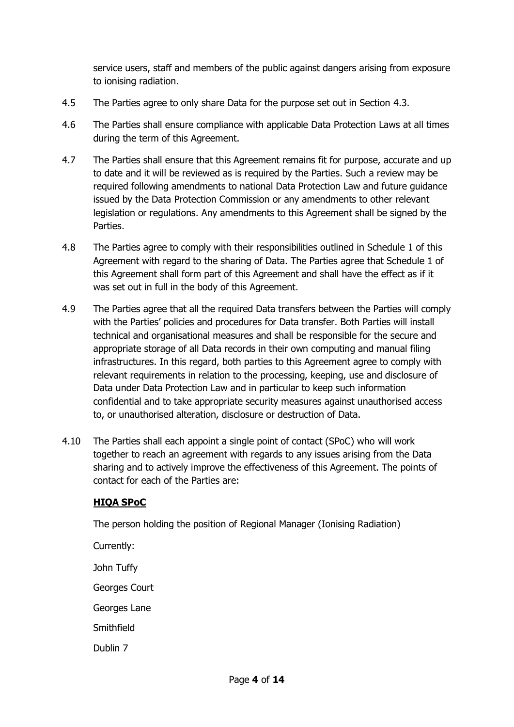service users, staff and members of the public against dangers arising from exposure to ionising radiation.

4.5 The Parties agree to only share Data for the purpose set out in Section 4.3.

4.6 The Parties shall ensure compliance with applicable Data Protection Laws at all times during the term of this Agreement.

4.7 The Parties shall ensure that this Agreement remains fit for purpose, accurate and up to date and it will be reviewed as is required by the Parties. Such a review may be required following amendments to national Data Protection Law and future guidance issued by the Data Protection Commission or any amendments to other relevant legislation or regulations. Any amendments to this Agreement shall be signed by the Parties.

4.8 The Parties agree to comply with their responsibilities outlined in Schedule 1 of this Agreement with regard to the sharing of Data. The Parties agree that Schedule 1 of this Agreement shall form part of this Agreement and shall have the effect as if it was set out in full in the body of this Agreement.

4.9 The Parties agree that all the required Data transfers between the Parties will comply with the Parties' policies and procedures for Data transfer. Both Parties will install technical and organisational measures and shall be responsible for the secure and appropriate storage of all Data records in their own computing and manual filing infrastructures. In this regard, both parties to this Agreement agree to comply with relevant requirements in relation to the processing, keeping, use and disclosure of Data under Data Protection Law and in particular to keep such information confidential and to take appropriate security measures against unauthorised access to, or unauthorised alteration, disclosure or destruction of Data.

4.10 The Parties shall each appoint a single point of contact (SPoC) who will work together to reach an agreement with regards to any issues arising from the Data sharing and to actively improve the effectiveness of this Agreement. The points of contact for each of the Parties are:

**HIQA SPoC**

The person holding the position of Regional Manager (Ionising Radiation)

Currently:

John Tuffy

Georges Court

Georges Lane

Smithfield

Dublin 7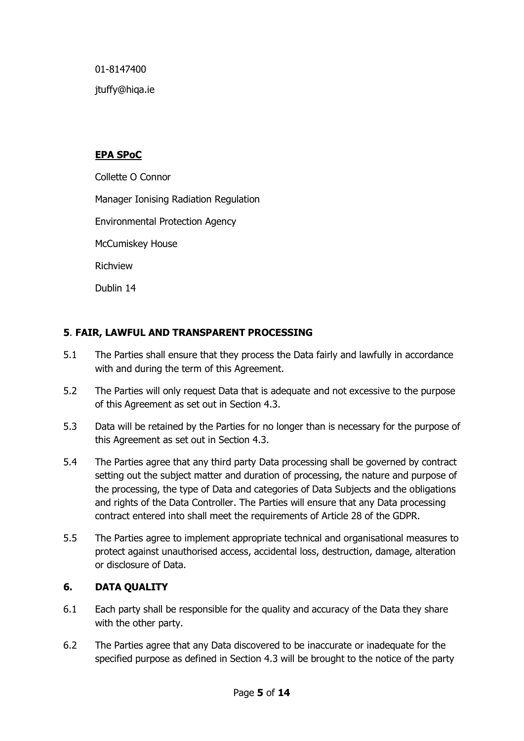01-8147400

jtuffy@hiqa.ie

**EPA SPoC**

Collette O Connor

Manager Ionising Radiation Regulation

Environmental Protection Agency

McCumiskey House

Richview

Dublin 14

## 5. FAIR, LAWFUL AND TRANSPARENT PROCESSING

5.1 The Parties shall ensure that they process the Data fairly and lawfully in accordance with and during the term of this Agreement.

5.2 The Parties will only request Data that is adequate and not excessive to the purpose of this Agreement as set out in Section 4.3.

5.3 Data will be retained by the Parties for no longer than is necessary for the purpose of this Agreement as set out in Section 4.3.

5.4 The Parties agree that any third party Data processing shall be governed by contract setting out the subject matter and duration of processing, the nature and purpose of the processing, the type of Data and categories of Data Subjects and the obligations and rights of the Data Controller. The Parties will ensure that any Data processing contract entered into shall meet the requirements of Article 28 of the GDPR.

5.5 The Parties agree to implement appropriate technical and organisational measures to protect against unauthorised access, accidental loss, destruction, damage, alteration or disclosure of Data.

## 6. DATA QUALITY

6.1 Each party shall be responsible for the quality and accuracy of the Data they share with the other party.

6.2 The Parties agree that any Data discovered to be inaccurate or inadequate for the specified purpose as defined in Section 4.3 will be brought to the notice of the party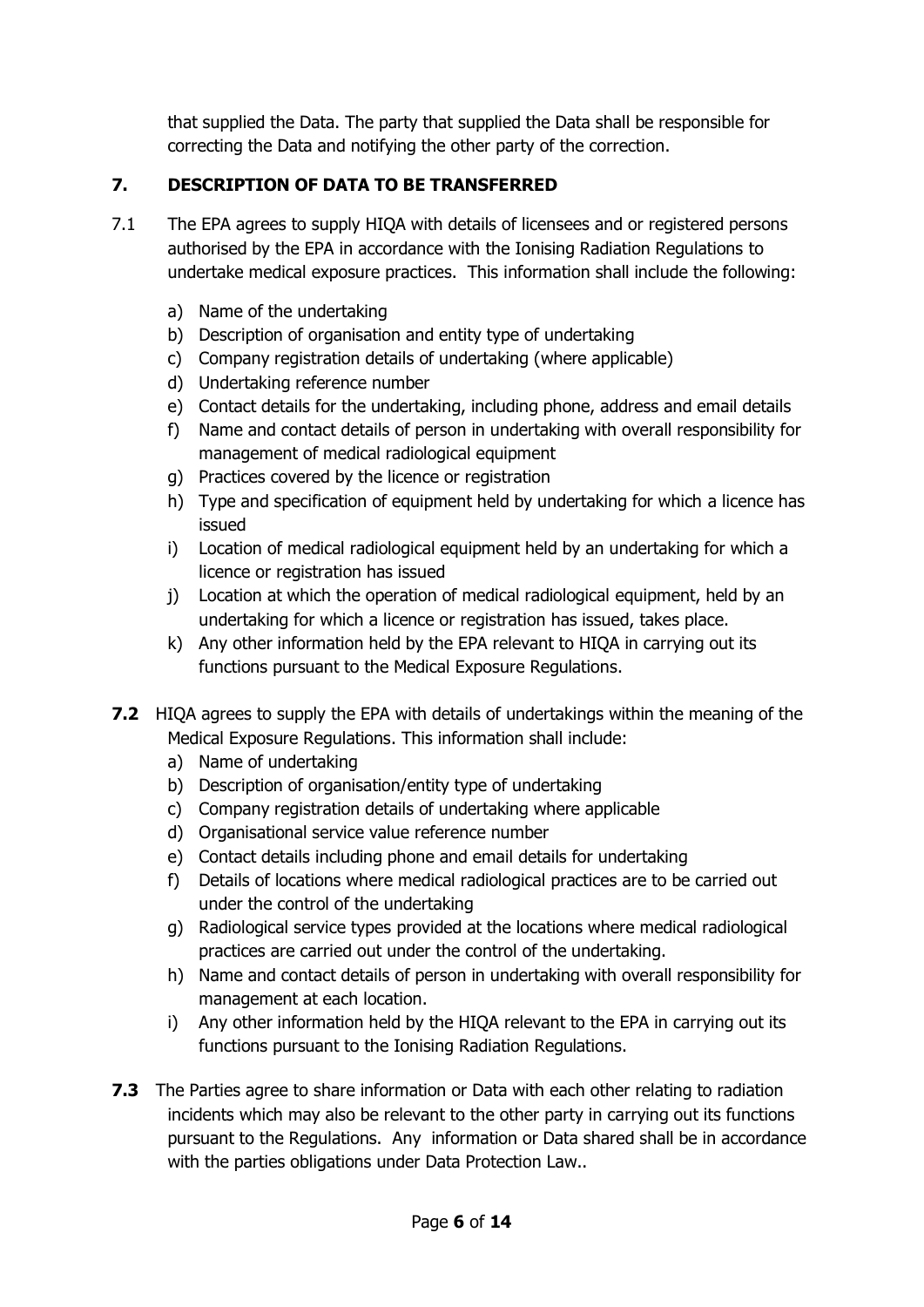that supplied the Data. The party that supplied the Data shall be responsible for correcting the Data and notifying the other party of the correction.

## 7. DESCRIPTION OF DATA TO BE TRANSFERRED

7.1 The EPA agrees to supply HIQA with details of licensees and or registered persons authorised by the EPA in accordance with the Ionising Radiation Regulations to undertake medical exposure practices. This information shall include the following:

a) Name of the undertaking
b) Description of organisation and entity type of undertaking
c) Company registration details of undertaking (where applicable)
d) Undertaking reference number
e) Contact details for the undertaking, including phone, address and email details
f) Name and contact details of person in undertaking with overall responsibility for management of medical radiological equipment
g) Practices covered by the licence or registration
h) Type and specification of equipment held by undertaking for which a licence has issued
i) Location of medical radiological equipment held by an undertaking for which a licence or registration has issued
j) Location at which the operation of medical radiological equipment, held by an undertaking for which a licence or registration has issued, takes place.
k) Any other information held by the EPA relevant to HIQA in carrying out its functions pursuant to the Medical Exposure Regulations.

**7.2** HIQA agrees to supply the EPA with details of undertakings within the meaning of the Medical Exposure Regulations. This information shall include:

a) Name of undertaking
b) Description of organisation/entity type of undertaking
c) Company registration details of undertaking where applicable
d) Organisational service value reference number
e) Contact details including phone and email details for undertaking
f) Details of locations where medical radiological practices are to be carried out under the control of the undertaking
g) Radiological service types provided at the locations where medical radiological practices are carried out under the control of the undertaking.
h) Name and contact details of person in undertaking with overall responsibility for management at each location.
i) Any other information held by the HIQA relevant to the EPA in carrying out its functions pursuant to the Ionising Radiation Regulations.

**7.3** The Parties agree to share information or Data with each other relating to radiation incidents which may also be relevant to the other party in carrying out its functions pursuant to the Regulations. Any information or Data shared shall be in accordance with the parties obligations under Data Protection Law..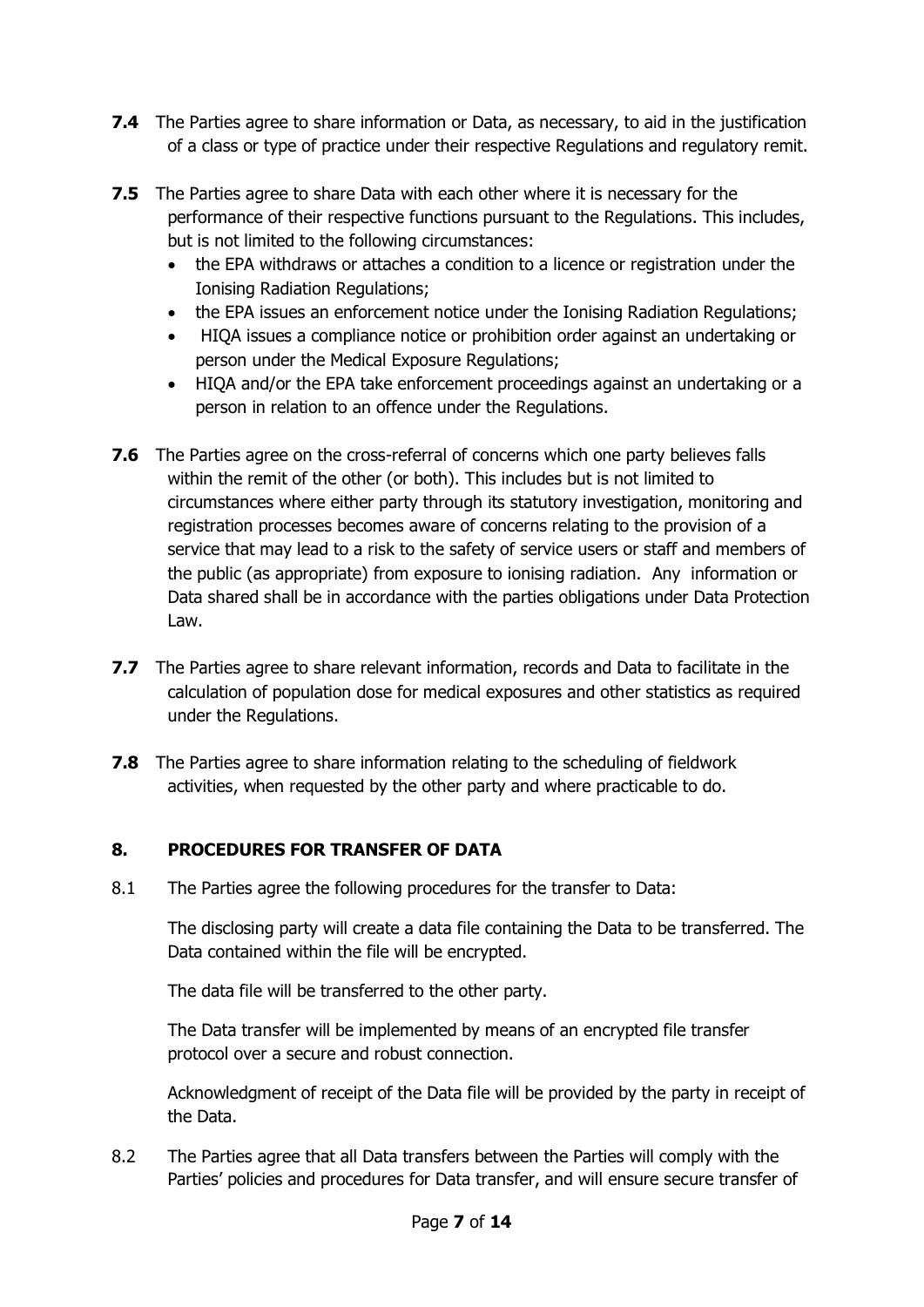**7.4** The Parties agree to share information or Data, as necessary, to aid in the justification of a class or type of practice under their respective Regulations and regulatory remit.

**7.5** The Parties agree to share Data with each other where it is necessary for the performance of their respective functions pursuant to the Regulations. This includes, but is not limited to the following circumstances:

- the EPA withdraws or attaches a condition to a licence or registration under the Ionising Radiation Regulations;
- the EPA issues an enforcement notice under the Ionising Radiation Regulations;
- HIQA issues a compliance notice or prohibition order against an undertaking or person under the Medical Exposure Regulations;
- HIQA and/or the EPA take enforcement proceedings against an undertaking or a person in relation to an offence under the Regulations.

**7.6** The Parties agree on the cross-referral of concerns which one party believes falls within the remit of the other (or both). This includes but is not limited to circumstances where either party through its statutory investigation, monitoring and registration processes becomes aware of concerns relating to the provision of a service that may lead to a risk to the safety of service users or staff and members of the public (as appropriate) from exposure to ionising radiation. Any information or Data shared shall be in accordance with the parties obligations under Data Protection Law.

**7.7** The Parties agree to share relevant information, records and Data to facilitate in the calculation of population dose for medical exposures and other statistics as required under the Regulations.

**7.8** The Parties agree to share information relating to the scheduling of fieldwork activities, when requested by the other party and where practicable to do.

## 8. PROCEDURES FOR TRANSFER OF DATA

8.1 The Parties agree the following procedures for the transfer to Data:

The disclosing party will create a data file containing the Data to be transferred. The Data contained within the file will be encrypted.

The data file will be transferred to the other party.

The Data transfer will be implemented by means of an encrypted file transfer protocol over a secure and robust connection.

Acknowledgment of receipt of the Data file will be provided by the party in receipt of the Data.

8.2 The Parties agree that all Data transfers between the Parties will comply with the Parties' policies and procedures for Data transfer, and will ensure secure transfer of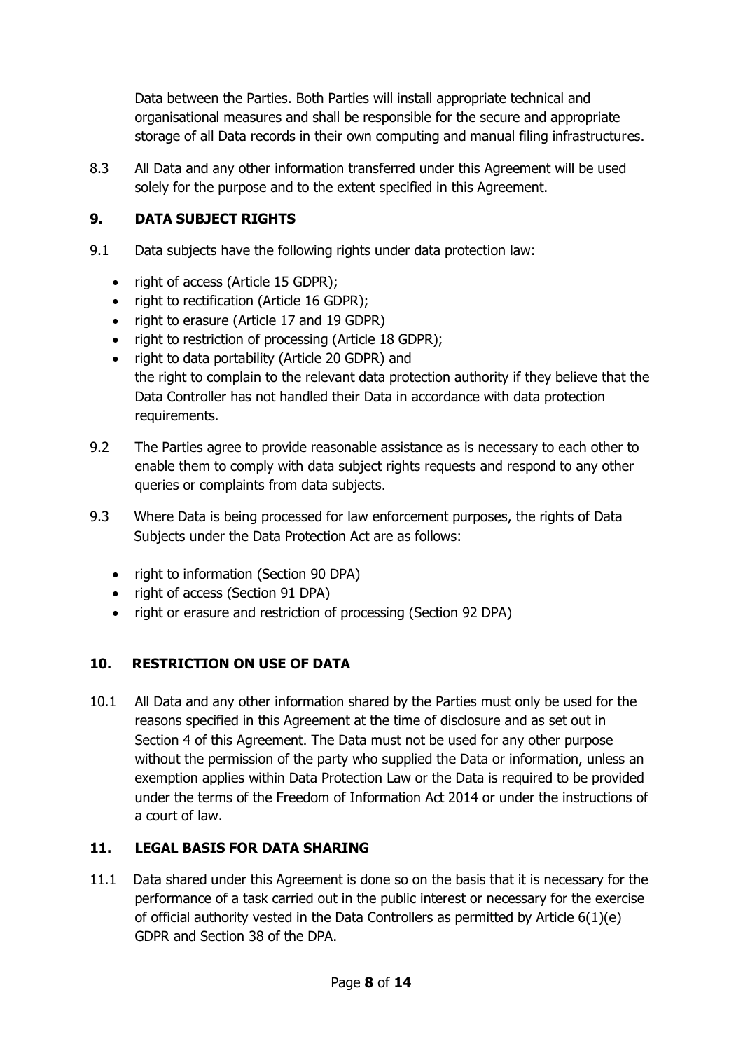Data between the Parties. Both Parties will install appropriate technical and organisational measures and shall be responsible for the secure and appropriate storage of all Data records in their own computing and manual filing infrastructures.

8.3 All Data and any other information transferred under this Agreement will be used solely for the purpose and to the extent specified in this Agreement.

## 9. DATA SUBJECT RIGHTS

9.1 Data subjects have the following rights under data protection law:

- right of access (Article 15 GDPR);
- right to rectification (Article 16 GDPR);
- right to erasure (Article 17 and 19 GDPR)
- right to restriction of processing (Article 18 GDPR);
- right to data portability (Article 20 GDPR) and
  the right to complain to the relevant data protection authority if they believe that the Data Controller has not handled their Data in accordance with data protection requirements.

9.2 The Parties agree to provide reasonable assistance as is necessary to each other to enable them to comply with data subject rights requests and respond to any other queries or complaints from data subjects.

9.3 Where Data is being processed for law enforcement purposes, the rights of Data Subjects under the Data Protection Act are as follows:

- right to information (Section 90 DPA)
- right of access (Section 91 DPA)
- right or erasure and restriction of processing (Section 92 DPA)

## 10. RESTRICTION ON USE OF DATA

10.1 All Data and any other information shared by the Parties must only be used for the reasons specified in this Agreement at the time of disclosure and as set out in Section 4 of this Agreement. The Data must not be used for any other purpose without the permission of the party who supplied the Data or information, unless an exemption applies within Data Protection Law or the Data is required to be provided under the terms of the Freedom of Information Act 2014 or under the instructions of a court of law.

## 11. LEGAL BASIS FOR DATA SHARING

11.1 Data shared under this Agreement is done so on the basis that it is necessary for the performance of a task carried out in the public interest or necessary for the exercise of official authority vested in the Data Controllers as permitted by Article 6(1)(e) GDPR and Section 38 of the DPA.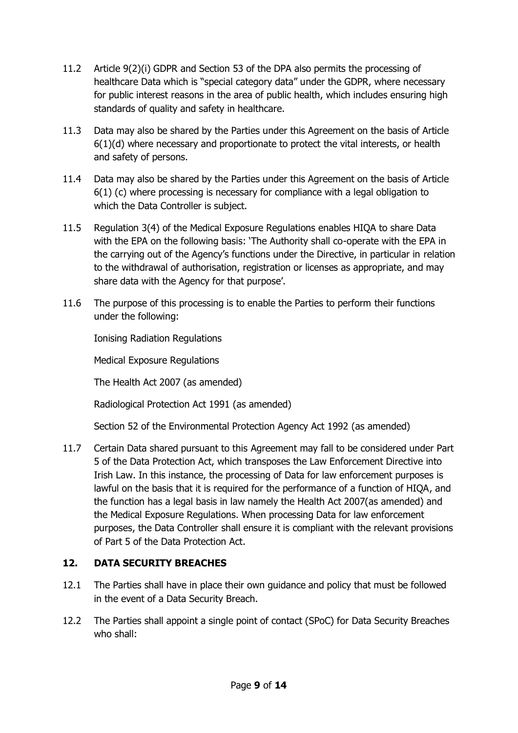11.2 Article 9(2)(i) GDPR and Section 53 of the DPA also permits the processing of healthcare Data which is "special category data" under the GDPR, where necessary for public interest reasons in the area of public health, which includes ensuring high standards of quality and safety in healthcare.

11.3 Data may also be shared by the Parties under this Agreement on the basis of Article 6(1)(d) where necessary and proportionate to protect the vital interests, or health and safety of persons.

11.4 Data may also be shared by the Parties under this Agreement on the basis of Article 6(1) (c) where processing is necessary for compliance with a legal obligation to which the Data Controller is subject.

11.5 Regulation 3(4) of the Medical Exposure Regulations enables HIQA to share Data with the EPA on the following basis: 'The Authority shall co-operate with the EPA in the carrying out of the Agency's functions under the Directive, in particular in relation to the withdrawal of authorisation, registration or licenses as appropriate, and may share data with the Agency for that purpose'.

11.6 The purpose of this processing is to enable the Parties to perform their functions under the following:

Ionising Radiation Regulations

Medical Exposure Regulations

The Health Act 2007 (as amended)

Radiological Protection Act 1991 (as amended)

Section 52 of the Environmental Protection Agency Act 1992 (as amended)

11.7 Certain Data shared pursuant to this Agreement may fall to be considered under Part 5 of the Data Protection Act, which transposes the Law Enforcement Directive into Irish Law. In this instance, the processing of Data for law enforcement purposes is lawful on the basis that it is required for the performance of a function of HIQA, and the function has a legal basis in law namely the Health Act 2007(as amended) and the Medical Exposure Regulations. When processing Data for law enforcement purposes, the Data Controller shall ensure it is compliant with the relevant provisions of Part 5 of the Data Protection Act.

## 12. DATA SECURITY BREACHES

12.1 The Parties shall have in place their own guidance and policy that must be followed in the event of a Data Security Breach.

12.2 The Parties shall appoint a single point of contact (SPoC) for Data Security Breaches who shall: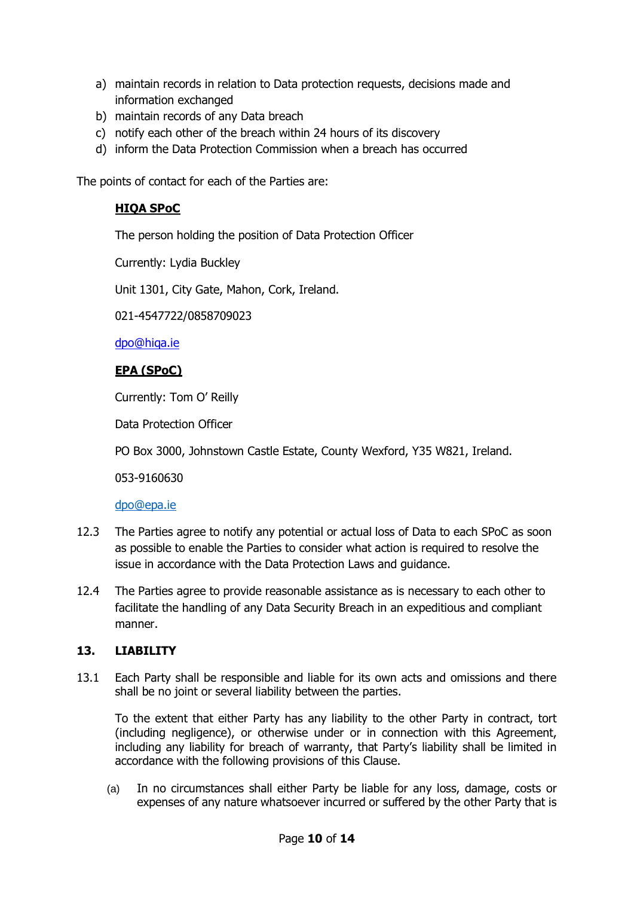a) maintain records in relation to Data protection requests, decisions made and information exchanged
b) maintain records of any Data breach
c) notify each other of the breach within 24 hours of its discovery
d) inform the Data Protection Commission when a breach has occurred

The points of contact for each of the Parties are:

**HIQA SPoC**

The person holding the position of Data Protection Officer

Currently: Lydia Buckley

Unit 1301, City Gate, Mahon, Cork, Ireland.

021-4547722/0858709023

dpo@hiqa.ie

**EPA (SPoC)**

Currently: Tom O' Reilly

Data Protection Officer

PO Box 3000, Johnstown Castle Estate, County Wexford, Y35 W821, Ireland.

053-9160630

dpo@epa.ie

12.3 The Parties agree to notify any potential or actual loss of Data to each SPoC as soon as possible to enable the Parties to consider what action is required to resolve the issue in accordance with the Data Protection Laws and guidance.

12.4 The Parties agree to provide reasonable assistance as is necessary to each other to facilitate the handling of any Data Security Breach in an expeditious and compliant manner.

## 13. LIABILITY

13.1 Each Party shall be responsible and liable for its own acts and omissions and there shall be no joint or several liability between the parties.

To the extent that either Party has any liability to the other Party in contract, tort (including negligence), or otherwise under or in connection with this Agreement, including any liability for breach of warranty, that Party's liability shall be limited in accordance with the following provisions of this Clause.

(a) In no circumstances shall either Party be liable for any loss, damage, costs or expenses of any nature whatsoever incurred or suffered by the other Party that is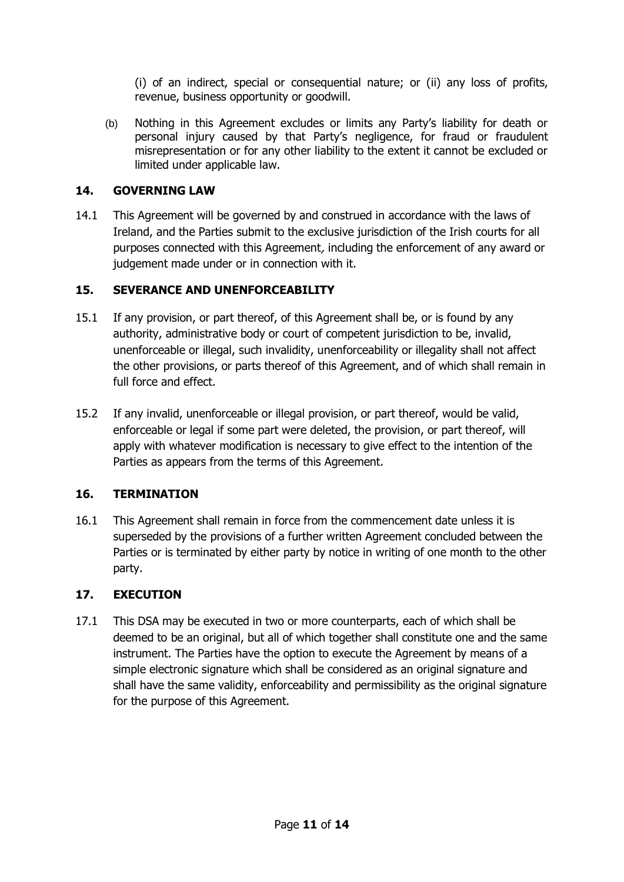(i) of an indirect, special or consequential nature; or (ii) any loss of profits, revenue, business opportunity or goodwill.

(b) Nothing in this Agreement excludes or limits any Party's liability for death or personal injury caused by that Party's negligence, for fraud or fraudulent misrepresentation or for any other liability to the extent it cannot be excluded or limited under applicable law.

## 14. GOVERNING LAW

14.1 This Agreement will be governed by and construed in accordance with the laws of Ireland, and the Parties submit to the exclusive jurisdiction of the Irish courts for all purposes connected with this Agreement*,* including the enforcement of any award or judgement made under or in connection with it.

## 15. SEVERANCE AND UNENFORCEABILITY

15.1 If any provision, or part thereof, of this Agreement shall be, or is found by any authority, administrative body or court of competent jurisdiction to be, invalid, unenforceable or illegal, such invalidity, unenforceability or illegality shall not affect the other provisions, or parts thereof of this Agreement, and of which shall remain in full force and effect.

15.2 If any invalid, unenforceable or illegal provision, or part thereof, would be valid, enforceable or legal if some part were deleted, the provision, or part thereof, will apply with whatever modification is necessary to give effect to the intention of the Parties as appears from the terms of this Agreement.

## 16. TERMINATION

16.1 This Agreement shall remain in force from the commencement date unless it is superseded by the provisions of a further written Agreement concluded between the Parties or is terminated by either party by notice in writing of one month to the other party.

## 17. EXECUTION

17.1 This DSA may be executed in two or more counterparts, each of which shall be deemed to be an original, but all of which together shall constitute one and the same instrument. The Parties have the option to execute the Agreement by means of a simple electronic signature which shall be considered as an original signature and shall have the same validity, enforceability and permissibility as the original signature for the purpose of this Agreement.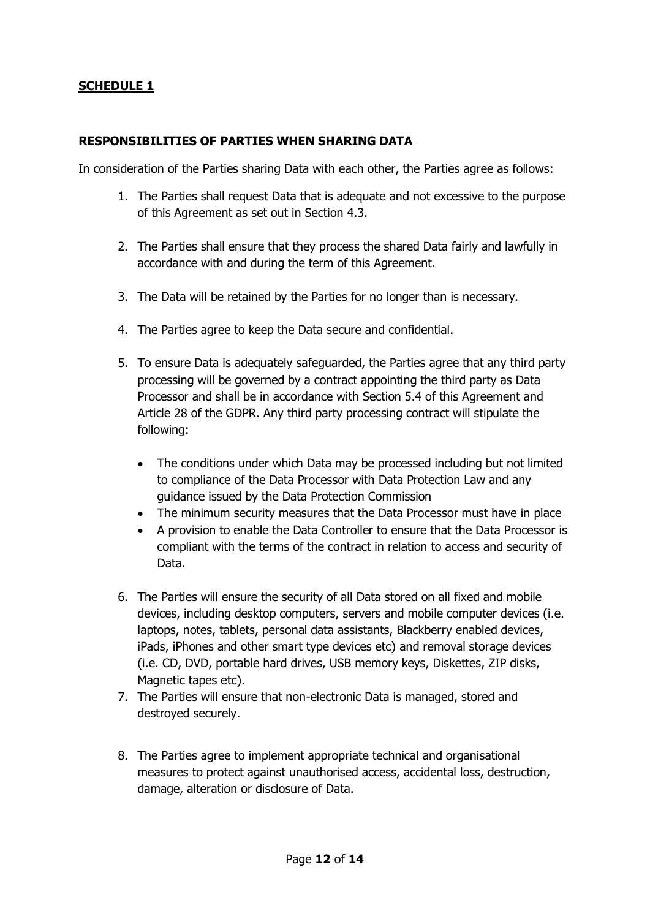**SCHEDULE 1**

**RESPONSIBILITIES OF PARTIES WHEN SHARING DATA**

In consideration of the Parties sharing Data with each other, the Parties agree as follows:

1. The Parties shall request Data that is adequate and not excessive to the purpose of this Agreement as set out in Section 4.3.

2. The Parties shall ensure that they process the shared Data fairly and lawfully in accordance with and during the term of this Agreement.

3. The Data will be retained by the Parties for no longer than is necessary.

4. The Parties agree to keep the Data secure and confidential.

5. To ensure Data is adequately safeguarded, the Parties agree that any third party processing will be governed by a contract appointing the third party as Data Processor and shall be in accordance with Section 5.4 of this Agreement and Article 28 of the GDPR. Any third party processing contract will stipulate the following:

    - The conditions under which Data may be processed including but not limited to compliance of the Data Processor with Data Protection Law and any guidance issued by the Data Protection Commission
    - The minimum security measures that the Data Processor must have in place
    - A provision to enable the Data Controller to ensure that the Data Processor is compliant with the terms of the contract in relation to access and security of Data.

6. The Parties will ensure the security of all Data stored on all fixed and mobile devices, including desktop computers, servers and mobile computer devices (i.e. laptops, notes, tablets, personal data assistants, Blackberry enabled devices, iPads, iPhones and other smart type devices etc) and removal storage devices (i.e. CD, DVD, portable hard drives, USB memory keys, Diskettes, ZIP disks, Magnetic tapes etc).
7. The Parties will ensure that non-electronic Data is managed, stored and destroyed securely.

8. The Parties agree to implement appropriate technical and organisational measures to protect against unauthorised access, accidental loss, destruction, damage, alteration or disclosure of Data.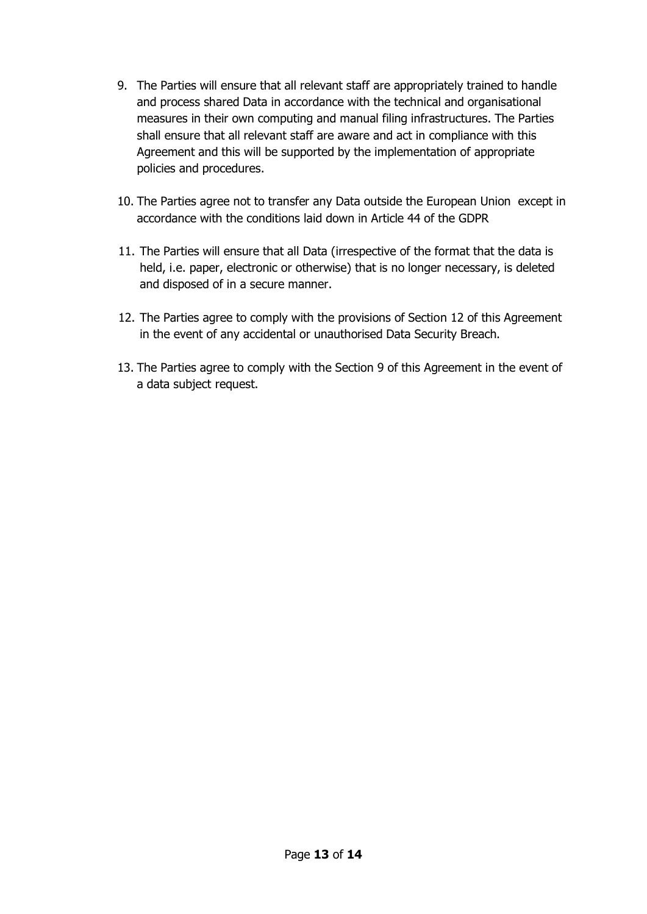9. The Parties will ensure that all relevant staff are appropriately trained to handle and process shared Data in accordance with the technical and organisational measures in their own computing and manual filing infrastructures. The Parties shall ensure that all relevant staff are aware and act in compliance with this Agreement and this will be supported by the implementation of appropriate policies and procedures.

10. The Parties agree not to transfer any Data outside the European Union except in accordance with the conditions laid down in Article 44 of the GDPR

11. The Parties will ensure that all Data (irrespective of the format that the data is held, i.e. paper, electronic or otherwise) that is no longer necessary, is deleted and disposed of in a secure manner.

12. The Parties agree to comply with the provisions of Section 12 of this Agreement in the event of any accidental or unauthorised Data Security Breach.

13. The Parties agree to comply with the Section 9 of this Agreement in the event of a data subject request.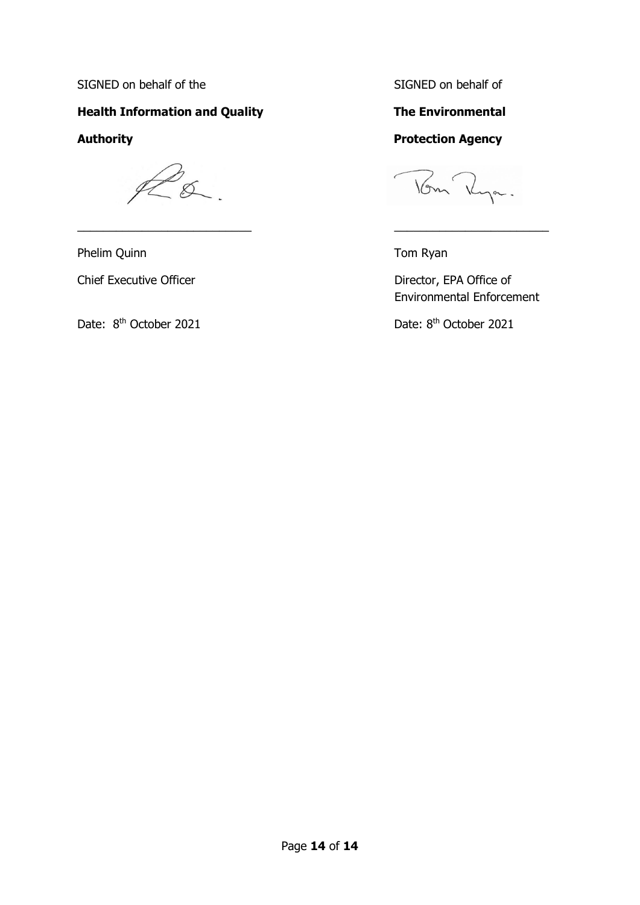SIGNED on behalf of the

**Health Information and Quality Authority**

\_\_\_\_\_\_\_\_\_\_\_\_\_\_\_\_\_\_\_\_\_\_\_\_\_\_\_

Phelim Quinn

Chief Executive Officer

Date: 8th October 2021

SIGNED on behalf of

**The Environmental Protection Agency**

\_\_\_\_\_\_\_\_\_\_\_\_\_\_\_\_\_\_\_\_\_\_\_\_\_\_\_

Tom Ryan

Director, EPA Office of Environmental Enforcement

Date: 8th October 2021